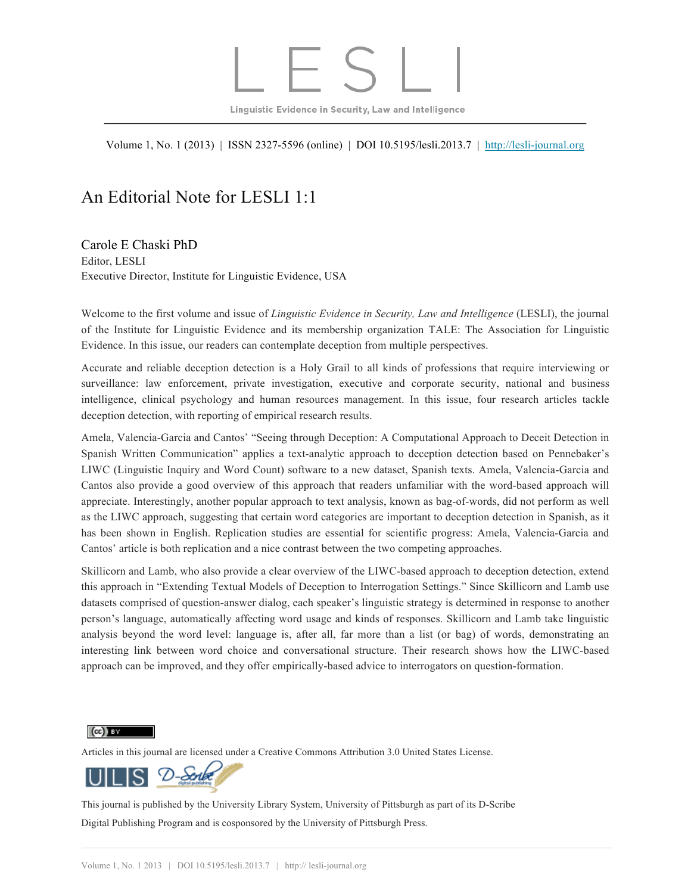# L E S L I

Linguistic Evidence in Security, Law and Intelligence

Volume 1, No. 1 (2013) | ISSN 2327-5596 (online) | DOI 10.5195/lesli.2013.7 | http://lesli-journal.org

## An Editorial Note for LESLI 1:1

Carole E Chaski PhD
Editor, LESLI
Executive Director, Institute for Linguistic Evidence, USA

Welcome to the first volume and issue of *Linguistic Evidence in Security, Law and Intelligence* (LESLI), the journal of the Institute for Linguistic Evidence and its membership organization TALE: The Association for Linguistic Evidence. In this issue, our readers can contemplate deception from multiple perspectives.

Accurate and reliable deception detection is a Holy Grail to all kinds of professions that require interviewing or surveillance: law enforcement, private investigation, executive and corporate security, national and business intelligence, clinical psychology and human resources management. In this issue, four research articles tackle deception detection, with reporting of empirical research results.

Amela, Valencia-Garcia and Cantos' "Seeing through Deception: A Computational Approach to Deceit Detection in Spanish Written Communication" applies a text-analytic approach to deception detection based on Pennebaker's LIWC (Linguistic Inquiry and Word Count) software to a new dataset, Spanish texts. Amela, Valencia-Garcia and Cantos also provide a good overview of this approach that readers unfamiliar with the word-based approach will appreciate. Interestingly, another popular approach to text analysis, known as bag-of-words, did not perform as well as the LIWC approach, suggesting that certain word categories are important to deception detection in Spanish, as it has been shown in English. Replication studies are essential for scientific progress: Amela, Valencia-Garcia and Cantos' article is both replication and a nice contrast between the two competing approaches.

Skillicorn and Lamb, who also provide a clear overview of the LIWC-based approach to deception detection, extend this approach in "Extending Textual Models of Deception to Interrogation Settings." Since Skillicorn and Lamb use datasets comprised of question-answer dialog, each speaker's linguistic strategy is determined in response to another person's language, automatically affecting word usage and kinds of responses. Skillicorn and Lamb take linguistic analysis beyond the word level: language is, after all, far more than a list (or bag) of words, demonstrating an interesting link between word choice and conversational structure. Their research shows how the LIWC-based approach can be improved, and they offer empirically-based advice to interrogators on question-formation.

Articles in this journal are licensed under a Creative Commons Attribution 3.0 United States License.

This journal is published by the University Library System, University of Pittsburgh as part of its D-Scribe Digital Publishing Program and is cosponsored by the University of Pittsburgh Press.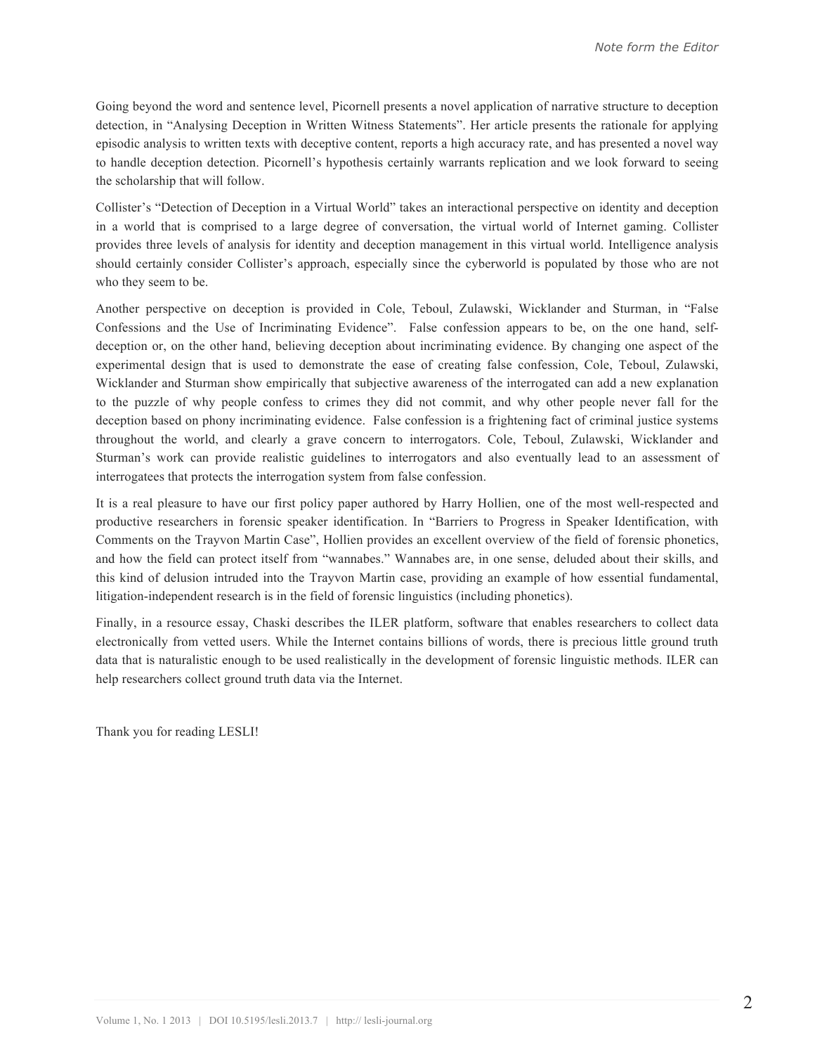Going beyond the word and sentence level, Picornell presents a novel application of narrative structure to deception detection, in "Analysing Deception in Written Witness Statements". Her article presents the rationale for applying episodic analysis to written texts with deceptive content, reports a high accuracy rate, and has presented a novel way to handle deception detection. Picornell's hypothesis certainly warrants replication and we look forward to seeing the scholarship that will follow.

Collister's "Detection of Deception in a Virtual World" takes an interactional perspective on identity and deception in a world that is comprised to a large degree of conversation, the virtual world of Internet gaming. Collister provides three levels of analysis for identity and deception management in this virtual world. Intelligence analysis should certainly consider Collister's approach, especially since the cyberworld is populated by those who are not who they seem to be.

Another perspective on deception is provided in Cole, Teboul, Zulawski, Wicklander and Sturman, in "False Confessions and the Use of Incriminating Evidence". False confession appears to be, on the one hand, self-deception or, on the other hand, believing deception about incriminating evidence. By changing one aspect of the experimental design that is used to demonstrate the ease of creating false confession, Cole, Teboul, Zulawski, Wicklander and Sturman show empirically that subjective awareness of the interrogated can add a new explanation to the puzzle of why people confess to crimes they did not commit, and why other people never fall for the deception based on phony incriminating evidence. False confession is a frightening fact of criminal justice systems throughout the world, and clearly a grave concern to interrogators. Cole, Teboul, Zulawski, Wicklander and Sturman's work can provide realistic guidelines to interrogators and also eventually lead to an assessment of interrogatees that protects the interrogation system from false confession.

It is a real pleasure to have our first policy paper authored by Harry Hollien, one of the most well-respected and productive researchers in forensic speaker identification. In "Barriers to Progress in Speaker Identification, with Comments on the Trayvon Martin Case", Hollien provides an excellent overview of the field of forensic phonetics, and how the field can protect itself from "wannabes." Wannabes are, in one sense, deluded about their skills, and this kind of delusion intruded into the Trayvon Martin case, providing an example of how essential fundamental, litigation-independent research is in the field of forensic linguistics (including phonetics).

Finally, in a resource essay, Chaski describes the ILER platform, software that enables researchers to collect data electronically from vetted users. While the Internet contains billions of words, there is precious little ground truth data that is naturalistic enough to be used realistically in the development of forensic linguistic methods. ILER can help researchers collect ground truth data via the Internet.

Thank you for reading LESLI!